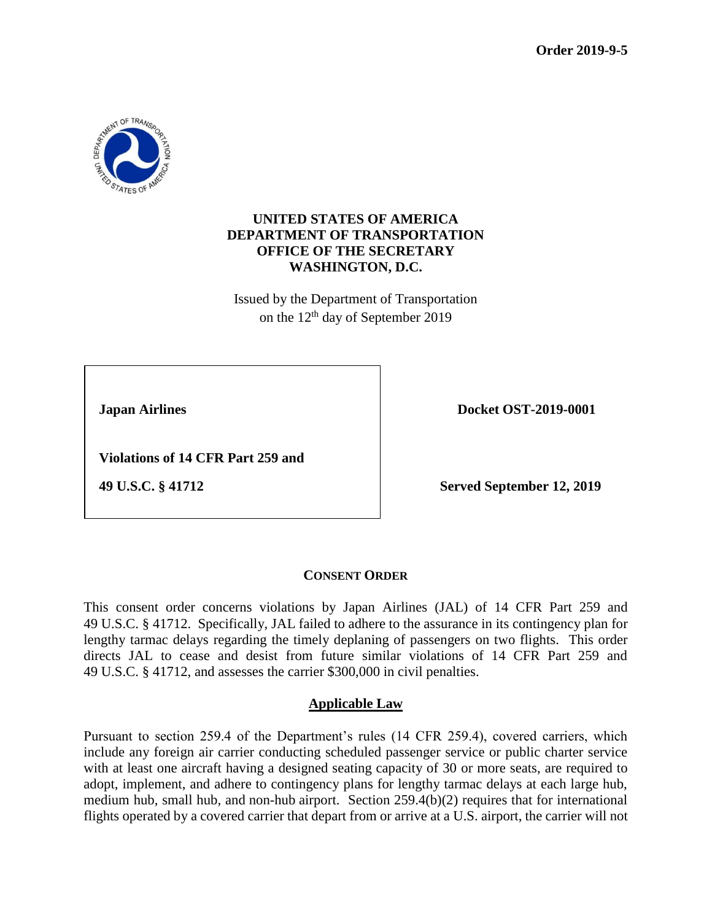**Order 2019-9-5**

**UNITED STATES OF AMERICA**
**DEPARTMENT OF TRANSPORTATION**
**OFFICE OF THE SECRETARY**
**WASHINGTON, D.C.**

Issued by the Department of Transportation
on the 12th day of September 2019

| | |
|---|---|
| **Japan Airlines** | **Docket OST-2019-0001** |
| **Violations of 14 CFR Part 259 and 49 U.S.C. § 41712** | **Served September 12, 2019** |

## CONSENT ORDER

This consent order concerns violations by Japan Airlines (JAL) of 14 CFR Part 259 and 49 U.S.C. § 41712. Specifically, JAL failed to adhere to the assurance in its contingency plan for lengthy tarmac delays regarding the timely deplaning of passengers on two flights. This order directs JAL to cease and desist from future similar violations of 14 CFR Part 259 and 49 U.S.C. § 41712, and assesses the carrier $300,000 in civil penalties.

### Applicable Law

Pursuant to section 259.4 of the Department's rules (14 CFR 259.4), covered carriers, which include any foreign air carrier conducting scheduled passenger service or public charter service with at least one aircraft having a designed seating capacity of 30 or more seats, are required to adopt, implement, and adhere to contingency plans for lengthy tarmac delays at each large hub, medium hub, small hub, and non-hub airport. Section 259.4(b)(2) requires that for international flights operated by a covered carrier that depart from or arrive at a U.S. airport, the carrier will not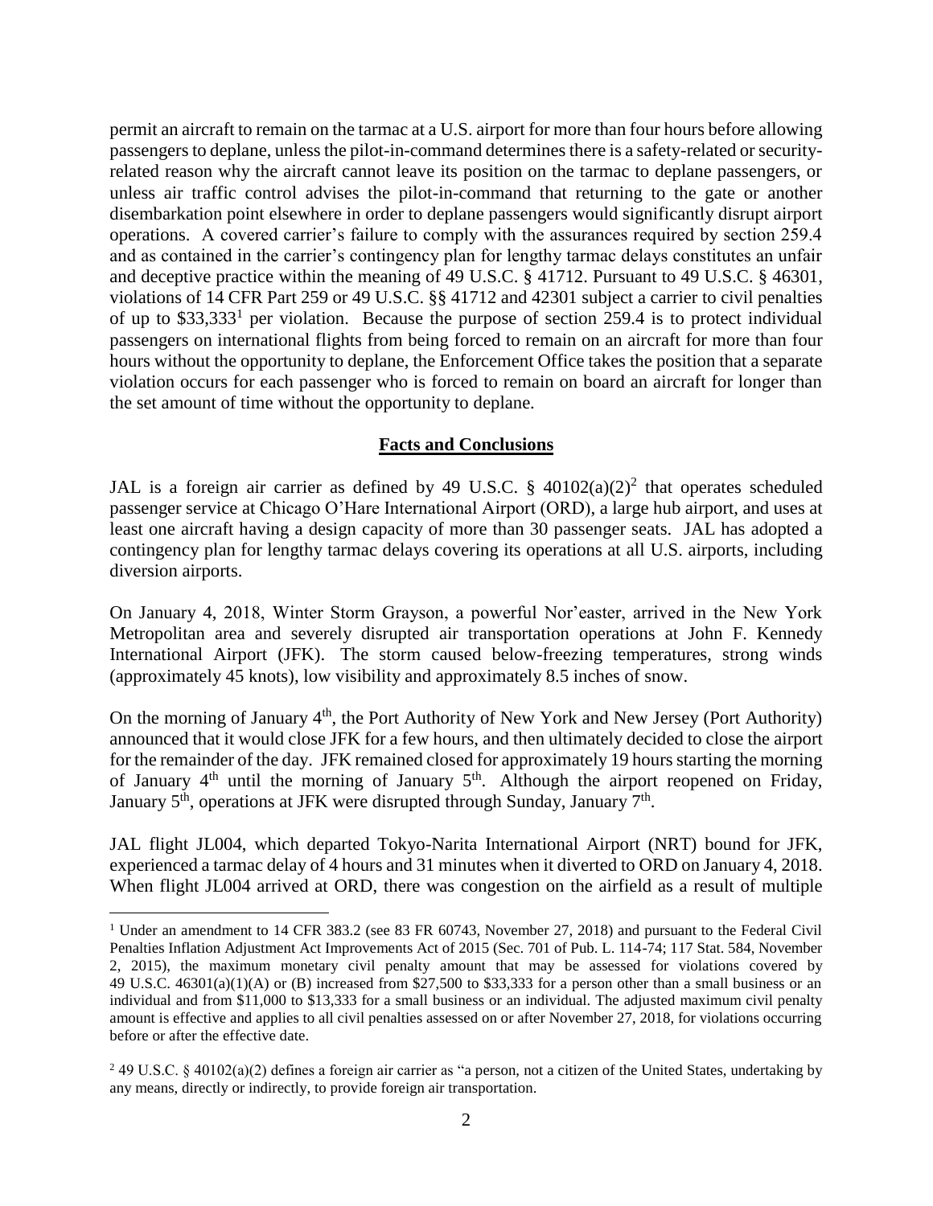permit an aircraft to remain on the tarmac at a U.S. airport for more than four hours before allowing passengers to deplane, unless the pilot-in-command determines there is a safety-related or security-related reason why the aircraft cannot leave its position on the tarmac to deplane passengers, or unless air traffic control advises the pilot-in-command that returning to the gate or another disembarkation point elsewhere in order to deplane passengers would significantly disrupt airport operations. A covered carrier's failure to comply with the assurances required by section 259.4 and as contained in the carrier's contingency plan for lengthy tarmac delays constitutes an unfair and deceptive practice within the meaning of 49 U.S.C. § 41712. Pursuant to 49 U.S.C. § 46301, violations of 14 CFR Part 259 or 49 U.S.C. §§ 41712 and 42301 subject a carrier to civil penalties of up to $33,333[1] per violation. Because the purpose of section 259.4 is to protect individual passengers on international flights from being forced to remain on an aircraft for more than four hours without the opportunity to deplane, the Enforcement Office takes the position that a separate violation occurs for each passenger who is forced to remain on board an aircraft for longer than the set amount of time without the opportunity to deplane.

## **Facts and Conclusions**

JAL is a foreign air carrier as defined by 49 U.S.C. § 40102(a)(2)[2] that operates scheduled passenger service at Chicago O'Hare International Airport (ORD), a large hub airport, and uses at least one aircraft having a design capacity of more than 30 passenger seats. JAL has adopted a contingency plan for lengthy tarmac delays covering its operations at all U.S. airports, including diversion airports.

On January 4, 2018, Winter Storm Grayson, a powerful Nor'easter, arrived in the New York Metropolitan area and severely disrupted air transportation operations at John F. Kennedy International Airport (JFK). The storm caused below-freezing temperatures, strong winds (approximately 45 knots), low visibility and approximately 8.5 inches of snow.

On the morning of January 4th, the Port Authority of New York and New Jersey (Port Authority) announced that it would close JFK for a few hours, and then ultimately decided to close the airport for the remainder of the day. JFK remained closed for approximately 19 hours starting the morning of January 4th until the morning of January 5th. Although the airport reopened on Friday, January 5th, operations at JFK were disrupted through Sunday, January 7th.

JAL flight JL004, which departed Tokyo-Narita International Airport (NRT) bound for JFK, experienced a tarmac delay of 4 hours and 31 minutes when it diverted to ORD on January 4, 2018. When flight JL004 arrived at ORD, there was congestion on the airfield as a result of multiple

---

[1] Under an amendment to 14 CFR 383.2 (see 83 FR 60743, November 27, 2018) and pursuant to the Federal Civil Penalties Inflation Adjustment Act Improvements Act of 2015 (Sec. 701 of Pub. L. 114-74; 117 Stat. 584, November 2, 2015), the maximum monetary civil penalty amount that may be assessed for violations covered by 49 U.S.C. 46301(a)(1)(A) or (B) increased from $27,500 to $33,333 for a person other than a small business or an individual and from $11,000 to $13,333 for a small business or an individual. The adjusted maximum civil penalty amount is effective and applies to all civil penalties assessed on or after November 27, 2018, for violations occurring before or after the effective date.

[2] 49 U.S.C. § 40102(a)(2) defines a foreign air carrier as "a person, not a citizen of the United States, undertaking by any means, directly or indirectly, to provide foreign air transportation.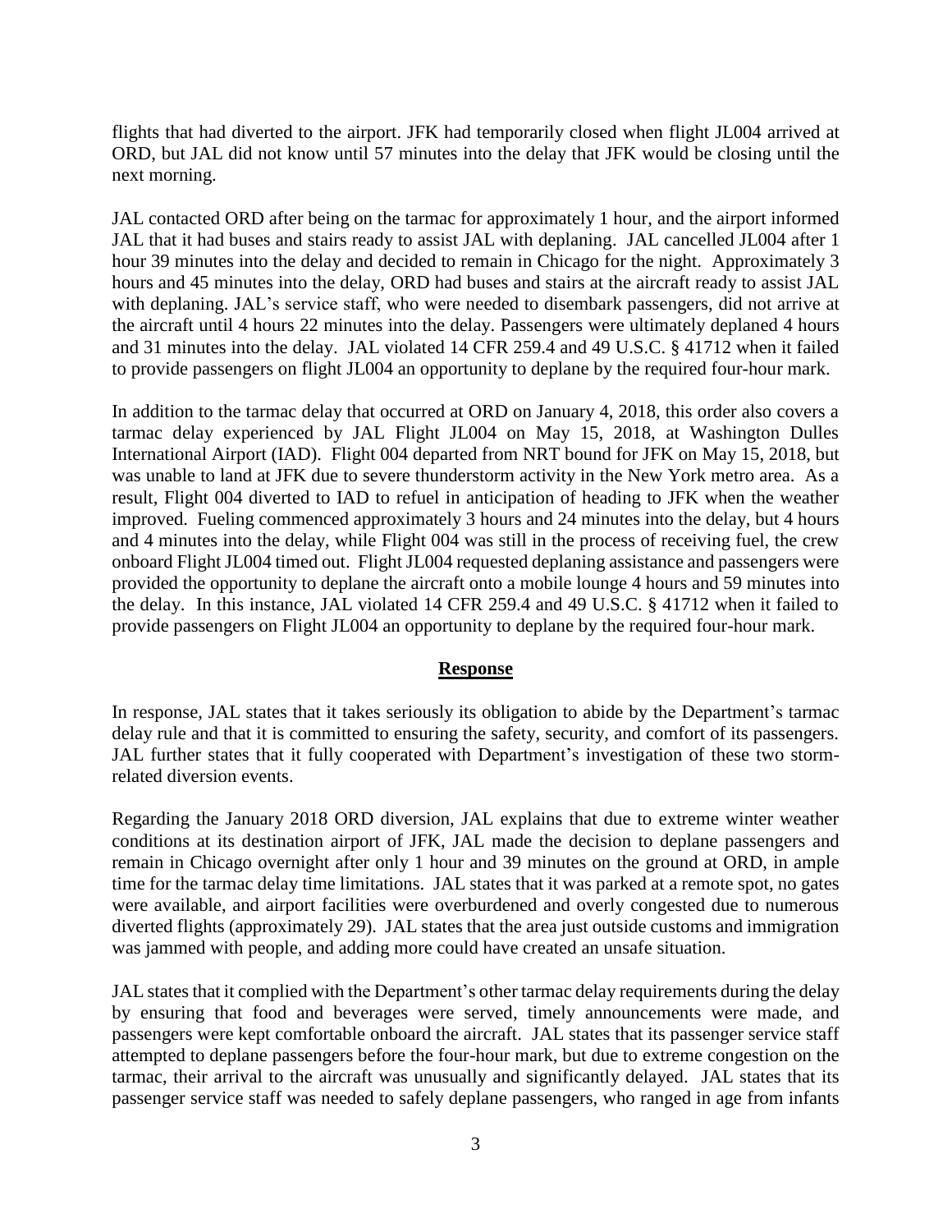flights that had diverted to the airport. JFK had temporarily closed when flight JL004 arrived at ORD, but JAL did not know until 57 minutes into the delay that JFK would be closing until the next morning.

JAL contacted ORD after being on the tarmac for approximately 1 hour, and the airport informed JAL that it had buses and stairs ready to assist JAL with deplaning. JAL cancelled JL004 after 1 hour 39 minutes into the delay and decided to remain in Chicago for the night. Approximately 3 hours and 45 minutes into the delay, ORD had buses and stairs at the aircraft ready to assist JAL with deplaning. JAL's service staff, who were needed to disembark passengers, did not arrive at the aircraft until 4 hours 22 minutes into the delay. Passengers were ultimately deplaned 4 hours and 31 minutes into the delay. JAL violated 14 CFR 259.4 and 49 U.S.C. § 41712 when it failed to provide passengers on flight JL004 an opportunity to deplane by the required four-hour mark.

In addition to the tarmac delay that occurred at ORD on January 4, 2018, this order also covers a tarmac delay experienced by JAL Flight JL004 on May 15, 2018, at Washington Dulles International Airport (IAD). Flight 004 departed from NRT bound for JFK on May 15, 2018, but was unable to land at JFK due to severe thunderstorm activity in the New York metro area. As a result, Flight 004 diverted to IAD to refuel in anticipation of heading to JFK when the weather improved. Fueling commenced approximately 3 hours and 24 minutes into the delay, but 4 hours and 4 minutes into the delay, while Flight 004 was still in the process of receiving fuel, the crew onboard Flight JL004 timed out. Flight JL004 requested deplaning assistance and passengers were provided the opportunity to deplane the aircraft onto a mobile lounge 4 hours and 59 minutes into the delay. In this instance, JAL violated 14 CFR 259.4 and 49 U.S.C. § 41712 when it failed to provide passengers on Flight JL004 an opportunity to deplane by the required four-hour mark.

## Response

In response, JAL states that it takes seriously its obligation to abide by the Department's tarmac delay rule and that it is committed to ensuring the safety, security, and comfort of its passengers. JAL further states that it fully cooperated with Department's investigation of these two storm-related diversion events.

Regarding the January 2018 ORD diversion, JAL explains that due to extreme winter weather conditions at its destination airport of JFK, JAL made the decision to deplane passengers and remain in Chicago overnight after only 1 hour and 39 minutes on the ground at ORD, in ample time for the tarmac delay time limitations. JAL states that it was parked at a remote spot, no gates were available, and airport facilities were overburdened and overly congested due to numerous diverted flights (approximately 29). JAL states that the area just outside customs and immigration was jammed with people, and adding more could have created an unsafe situation.

JAL states that it complied with the Department's other tarmac delay requirements during the delay by ensuring that food and beverages were served, timely announcements were made, and passengers were kept comfortable onboard the aircraft. JAL states that its passenger service staff attempted to deplane passengers before the four-hour mark, but due to extreme congestion on the tarmac, their arrival to the aircraft was unusually and significantly delayed. JAL states that its passenger service staff was needed to safely deplane passengers, who ranged in age from infants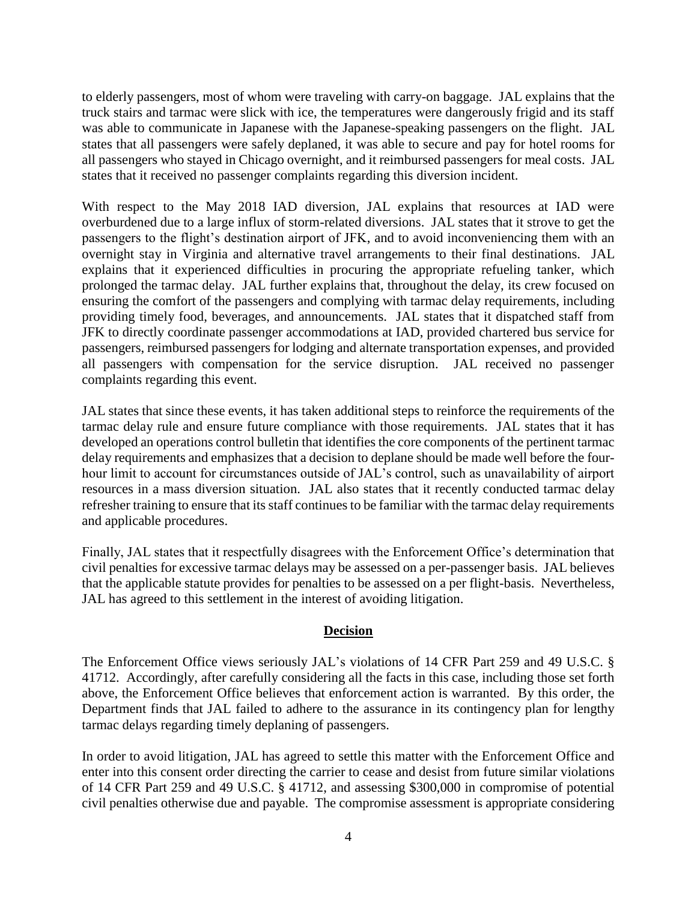to elderly passengers, most of whom were traveling with carry-on baggage. JAL explains that the truck stairs and tarmac were slick with ice, the temperatures were dangerously frigid and its staff was able to communicate in Japanese with the Japanese-speaking passengers on the flight. JAL states that all passengers were safely deplaned, it was able to secure and pay for hotel rooms for all passengers who stayed in Chicago overnight, and it reimbursed passengers for meal costs. JAL states that it received no passenger complaints regarding this diversion incident.

With respect to the May 2018 IAD diversion, JAL explains that resources at IAD were overburdened due to a large influx of storm-related diversions. JAL states that it strove to get the passengers to the flight's destination airport of JFK, and to avoid inconveniencing them with an overnight stay in Virginia and alternative travel arrangements to their final destinations. JAL explains that it experienced difficulties in procuring the appropriate refueling tanker, which prolonged the tarmac delay. JAL further explains that, throughout the delay, its crew focused on ensuring the comfort of the passengers and complying with tarmac delay requirements, including providing timely food, beverages, and announcements. JAL states that it dispatched staff from JFK to directly coordinate passenger accommodations at IAD, provided chartered bus service for passengers, reimbursed passengers for lodging and alternate transportation expenses, and provided all passengers with compensation for the service disruption. JAL received no passenger complaints regarding this event.

JAL states that since these events, it has taken additional steps to reinforce the requirements of the tarmac delay rule and ensure future compliance with those requirements. JAL states that it has developed an operations control bulletin that identifies the core components of the pertinent tarmac delay requirements and emphasizes that a decision to deplane should be made well before the four-hour limit to account for circumstances outside of JAL's control, such as unavailability of airport resources in a mass diversion situation. JAL also states that it recently conducted tarmac delay refresher training to ensure that its staff continues to be familiar with the tarmac delay requirements and applicable procedures.

Finally, JAL states that it respectfully disagrees with the Enforcement Office's determination that civil penalties for excessive tarmac delays may be assessed on a per-passenger basis. JAL believes that the applicable statute provides for penalties to be assessed on a per flight-basis. Nevertheless, JAL has agreed to this settlement in the interest of avoiding litigation.

## Decision

The Enforcement Office views seriously JAL's violations of 14 CFR Part 259 and 49 U.S.C. § 41712. Accordingly, after carefully considering all the facts in this case, including those set forth above, the Enforcement Office believes that enforcement action is warranted. By this order, the Department finds that JAL failed to adhere to the assurance in its contingency plan for lengthy tarmac delays regarding timely deplaning of passengers.

In order to avoid litigation, JAL has agreed to settle this matter with the Enforcement Office and enter into this consent order directing the carrier to cease and desist from future similar violations of 14 CFR Part 259 and 49 U.S.C. § 41712, and assessing \$300,000 in compromise of potential civil penalties otherwise due and payable. The compromise assessment is appropriate considering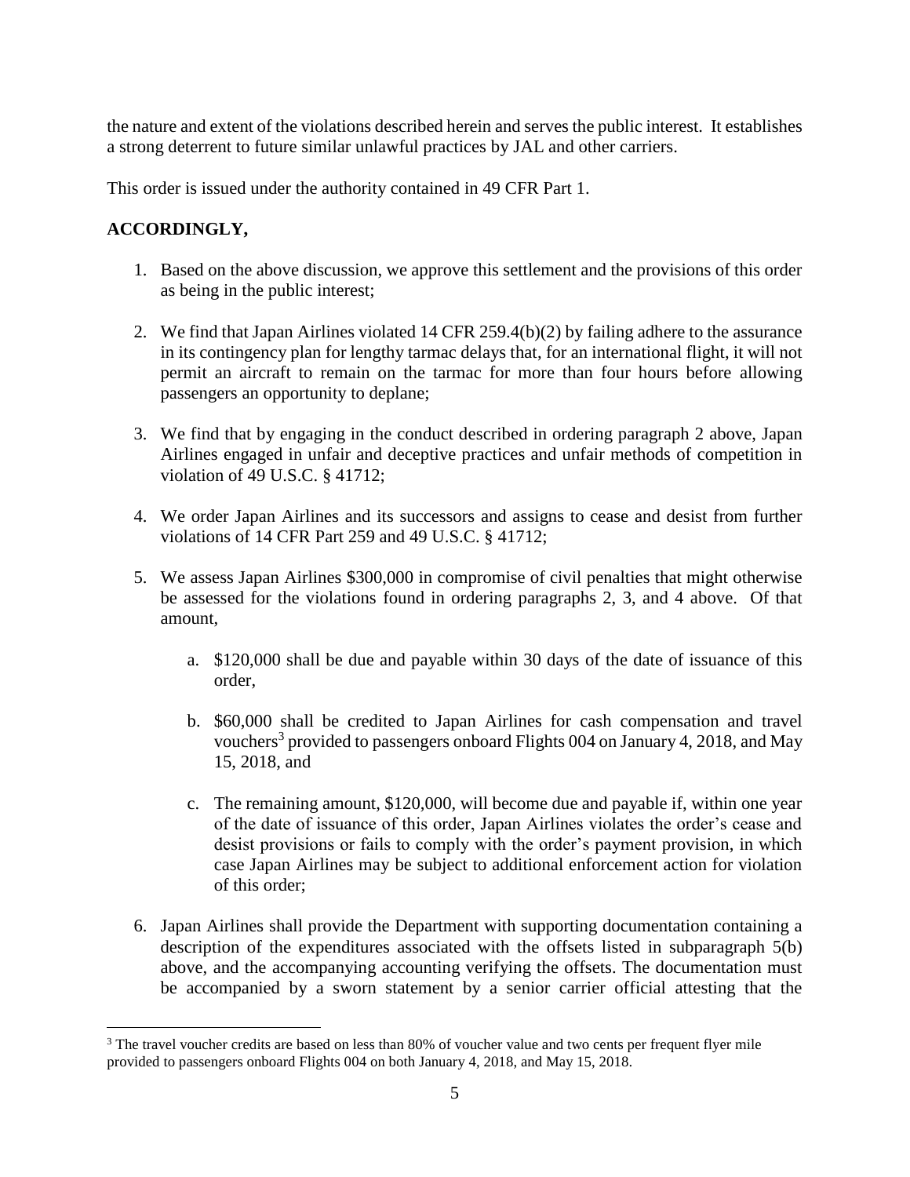the nature and extent of the violations described herein and serves the public interest. It establishes a strong deterrent to future similar unlawful practices by JAL and other carriers.

This order is issued under the authority contained in 49 CFR Part 1.

**ACCORDINGLY,**

1. Based on the above discussion, we approve this settlement and the provisions of this order as being in the public interest;

2. We find that Japan Airlines violated 14 CFR 259.4(b)(2) by failing adhere to the assurance in its contingency plan for lengthy tarmac delays that, for an international flight, it will not permit an aircraft to remain on the tarmac for more than four hours before allowing passengers an opportunity to deplane;

3. We find that by engaging in the conduct described in ordering paragraph 2 above, Japan Airlines engaged in unfair and deceptive practices and unfair methods of competition in violation of 49 U.S.C. § 41712;

4. We order Japan Airlines and its successors and assigns to cease and desist from further violations of 14 CFR Part 259 and 49 U.S.C. § 41712;

5. We assess Japan Airlines $300,000 in compromise of civil penalties that might otherwise be assessed for the violations found in ordering paragraphs 2, 3, and 4 above. Of that amount,

    a. $120,000 shall be due and payable within 30 days of the date of issuance of this order,

    b. $60,000 shall be credited to Japan Airlines for cash compensation and travel vouchers[3] provided to passengers onboard Flights 004 on January 4, 2018, and May 15, 2018, and

    c. The remaining amount, $120,000, will become due and payable if, within one year of the date of issuance of this order, Japan Airlines violates the order's cease and desist provisions or fails to comply with the order's payment provision, in which case Japan Airlines may be subject to additional enforcement action for violation of this order;

6. Japan Airlines shall provide the Department with supporting documentation containing a description of the expenditures associated with the offsets listed in subparagraph 5(b) above, and the accompanying accounting verifying the offsets. The documentation must be accompanied by a sworn statement by a senior carrier official attesting that the

[3] The travel voucher credits are based on less than 80% of voucher value and two cents per frequent flyer mile provided to passengers onboard Flights 004 on both January 4, 2018, and May 15, 2018.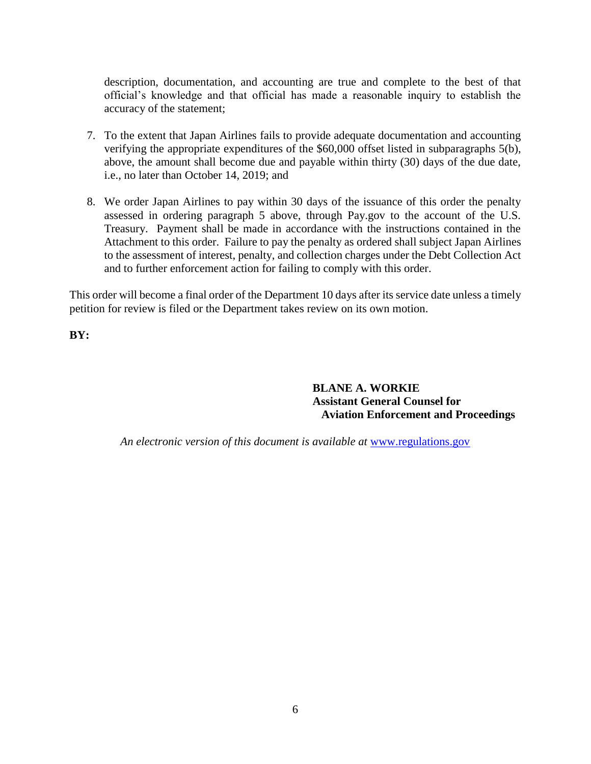description, documentation, and accounting are true and complete to the best of that official's knowledge and that official has made a reasonable inquiry to establish the accuracy of the statement;

7. To the extent that Japan Airlines fails to provide adequate documentation and accounting verifying the appropriate expenditures of the $60,000 offset listed in subparagraphs 5(b), above, the amount shall become due and payable within thirty (30) days of the due date, i.e., no later than October 14, 2019; and

8. We order Japan Airlines to pay within 30 days of the issuance of this order the penalty assessed in ordering paragraph 5 above, through Pay.gov to the account of the U.S. Treasury. Payment shall be made in accordance with the instructions contained in the Attachment to this order. Failure to pay the penalty as ordered shall subject Japan Airlines to the assessment of interest, penalty, and collection charges under the Debt Collection Act and to further enforcement action for failing to comply with this order.

This order will become a final order of the Department 10 days after its service date unless a timely petition for review is filed or the Department takes review on its own motion.

**BY:**

**BLANE A. WORKIE**
**Assistant General Counsel for**
**Aviation Enforcement and Proceedings**

*An electronic version of this document is available at* www.regulations.gov